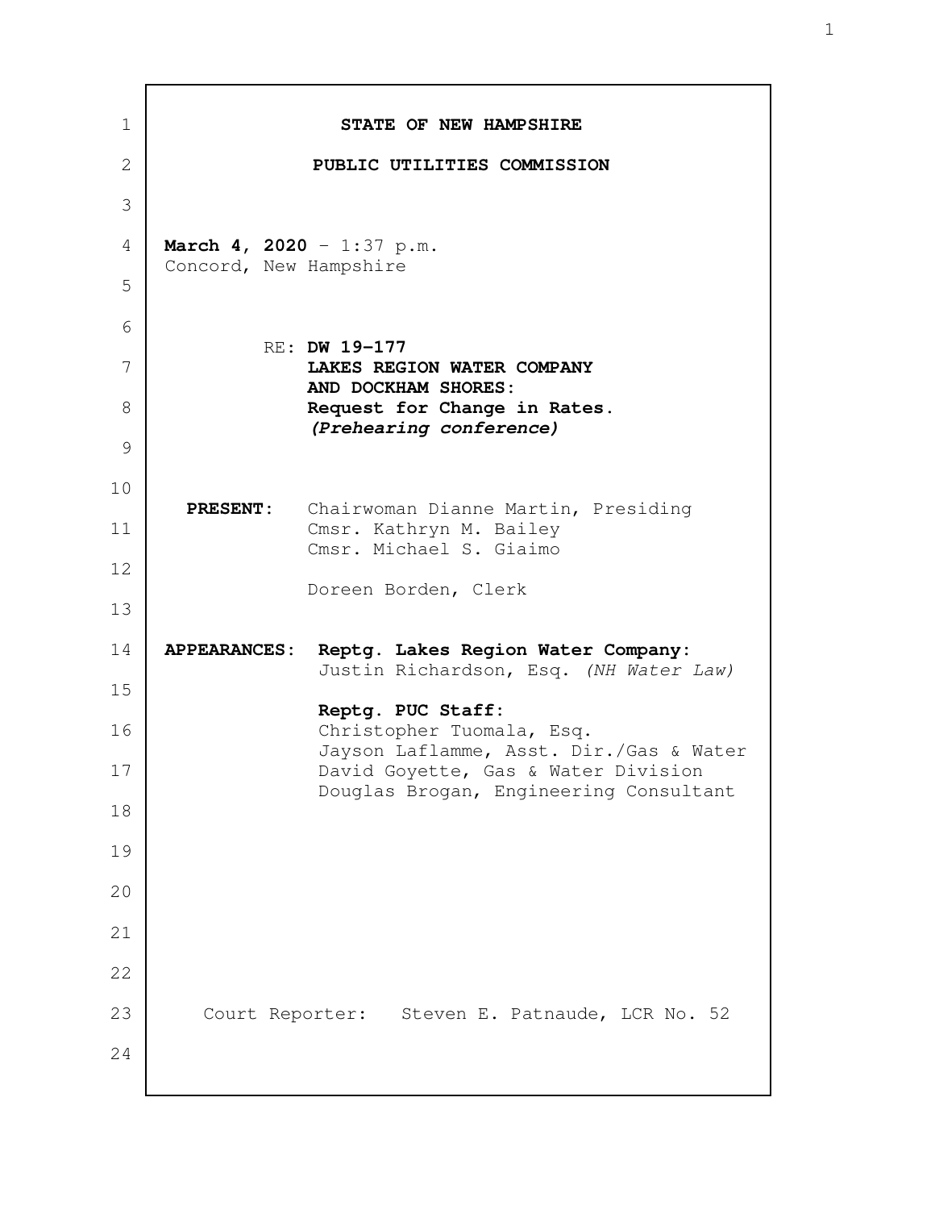# STATE OF NEW HAMPSHIRE

## PUBLIC UTILITIES COMMISSION

**March 4, 2020** - 1:37 p.m.
Concord, New Hampshire

RE: **DW 19-177**
**LAKES REGION WATER COMPANY**
**AND DOCKHAM SHORES:**
**Request for Change in Rates.**
***(Prehearing conference)***

**PRESENT:** Chairwoman Dianne Martin, Presiding
Cmsr. Kathryn M. Bailey
Cmsr. Michael S. Giaimo

Doreen Borden, Clerk

**APPEARANCES:** **Reptg. Lakes Region Water Company:**
Justin Richardson, Esq. *(NH Water Law)*

**Reptg. PUC Staff:**
Christopher Tuomala, Esq.
Jayson Laflamme, Asst. Dir./Gas & Water
David Goyette, Gas & Water Division
Douglas Brogan, Engineering Consultant

Court Reporter: Steven E. Patnaude, LCR No. 52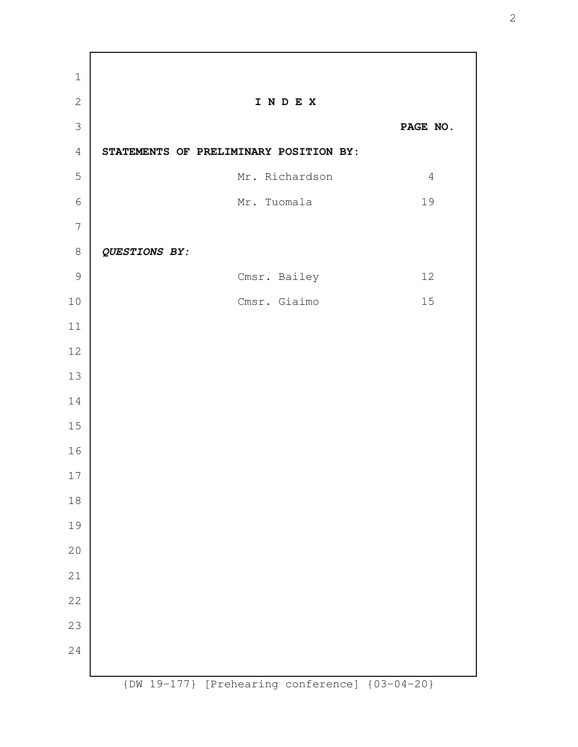# I N D E X

| | | PAGE NO. |
|---|---|---|
| **STATEMENTS OF PRELIMINARY POSITION BY:** | | |
| | Mr. Richardson | 4 |
| | Mr. Tuomala | 19 |
| ***QUESTIONS BY:*** | | |
| | Cmsr. Bailey | 12 |
| | Cmsr. Giaimo | 15 |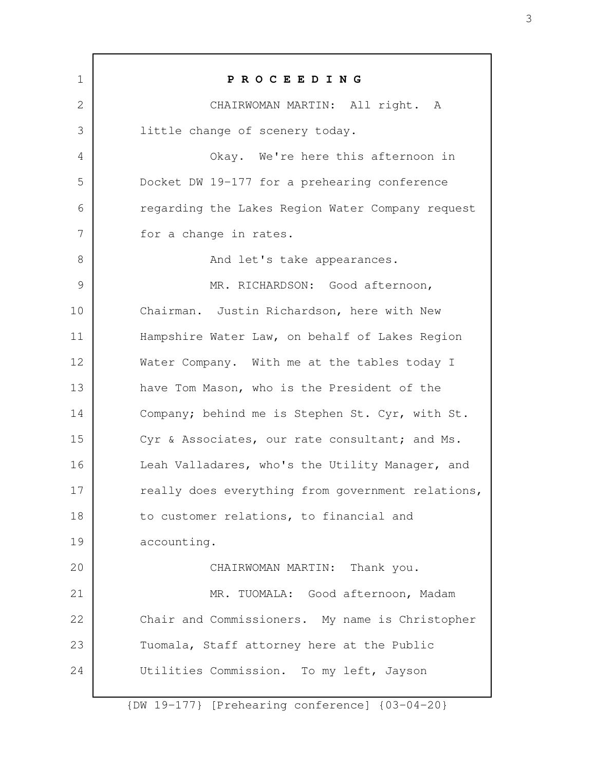**P R O C E E D I N G**

CHAIRWOMAN MARTIN: All right. A little change of scenery today.

Okay. We're here this afternoon in Docket DW 19-177 for a prehearing conference regarding the Lakes Region Water Company request for a change in rates.

And let's take appearances.

MR. RICHARDSON: Good afternoon, Chairman. Justin Richardson, here with New Hampshire Water Law, on behalf of Lakes Region Water Company. With me at the tables today I have Tom Mason, who is the President of the Company; behind me is Stephen St. Cyr, with St. Cyr & Associates, our rate consultant; and Ms. Leah Valladares, who's the Utility Manager, and really does everything from government relations, to customer relations, to financial and accounting.

CHAIRWOMAN MARTIN: Thank you.

MR. TUOMALA: Good afternoon, Madam Chair and Commissioners. My name is Christopher Tuomala, Staff attorney here at the Public Utilities Commission. To my left, Jayson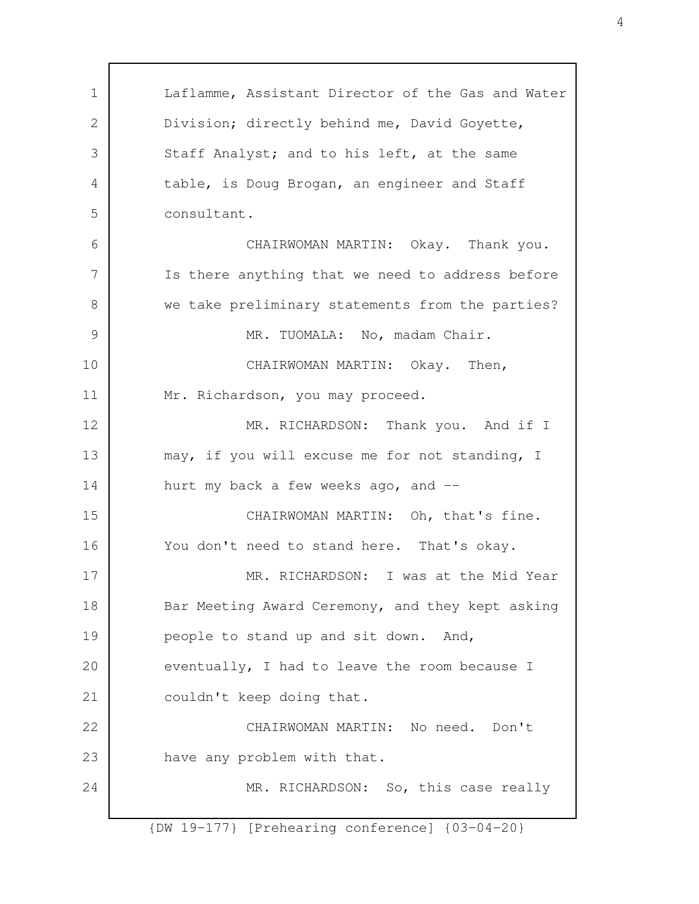Laflamme, Assistant Director of the Gas and Water Division; directly behind me, David Goyette, Staff Analyst; and to his left, at the same table, is Doug Brogan, an engineer and Staff consultant.

CHAIRWOMAN MARTIN: Okay. Thank you. Is there anything that we need to address before we take preliminary statements from the parties?

MR. TUOMALA: No, madam Chair.

CHAIRWOMAN MARTIN: Okay. Then, Mr. Richardson, you may proceed.

MR. RICHARDSON: Thank you. And if I may, if you will excuse me for not standing, I hurt my back a few weeks ago, and --

CHAIRWOMAN MARTIN: Oh, that's fine. You don't need to stand here. That's okay.

MR. RICHARDSON: I was at the Mid Year Bar Meeting Award Ceremony, and they kept asking people to stand up and sit down. And, eventually, I had to leave the room because I couldn't keep doing that.

CHAIRWOMAN MARTIN: No need. Don't have any problem with that.

MR. RICHARDSON: So, this case really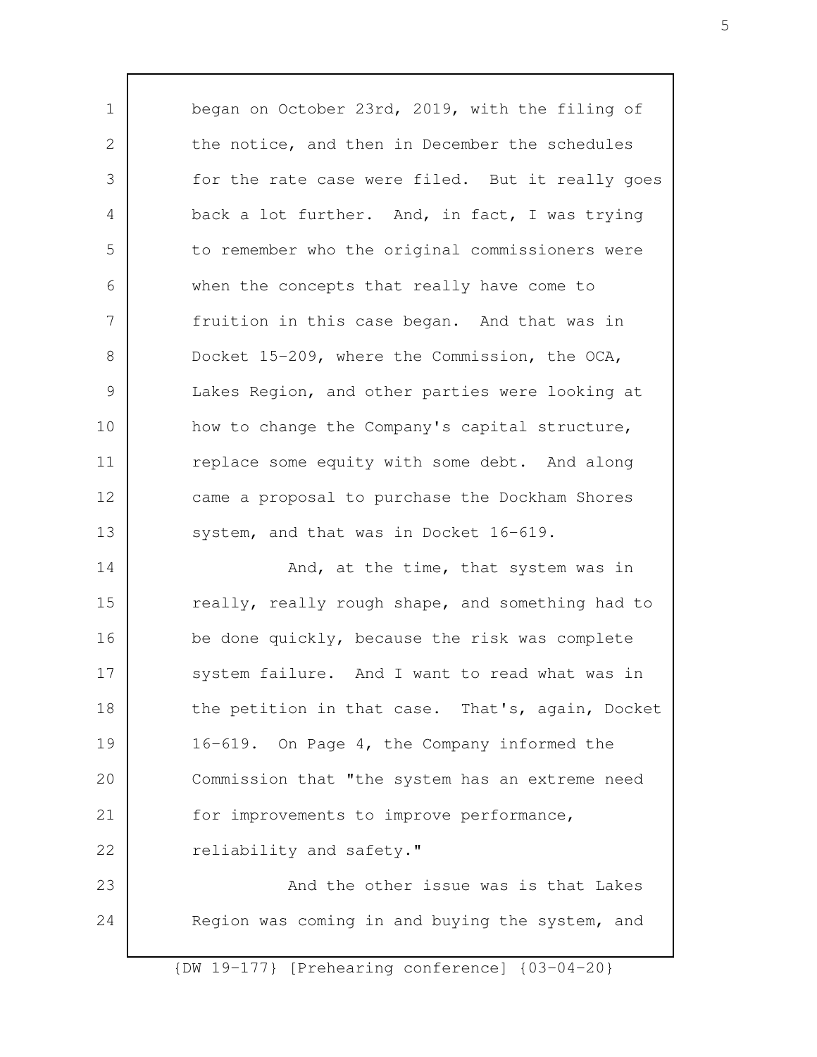began on October 23rd, 2019, with the filing of the notice, and then in December the schedules for the rate case were filed. But it really goes back a lot further. And, in fact, I was trying to remember who the original commissioners were when the concepts that really have come to fruition in this case began. And that was in Docket 15-209, where the Commission, the OCA, Lakes Region, and other parties were looking at how to change the Company's capital structure, replace some equity with some debt. And along came a proposal to purchase the Dockham Shores system, and that was in Docket 16-619.

And, at the time, that system was in really, really rough shape, and something had to be done quickly, because the risk was complete system failure. And I want to read what was in the petition in that case. That's, again, Docket 16-619. On Page 4, the Company informed the Commission that "the system has an extreme need for improvements to improve performance, reliability and safety."

And the other issue was is that Lakes Region was coming in and buying the system, and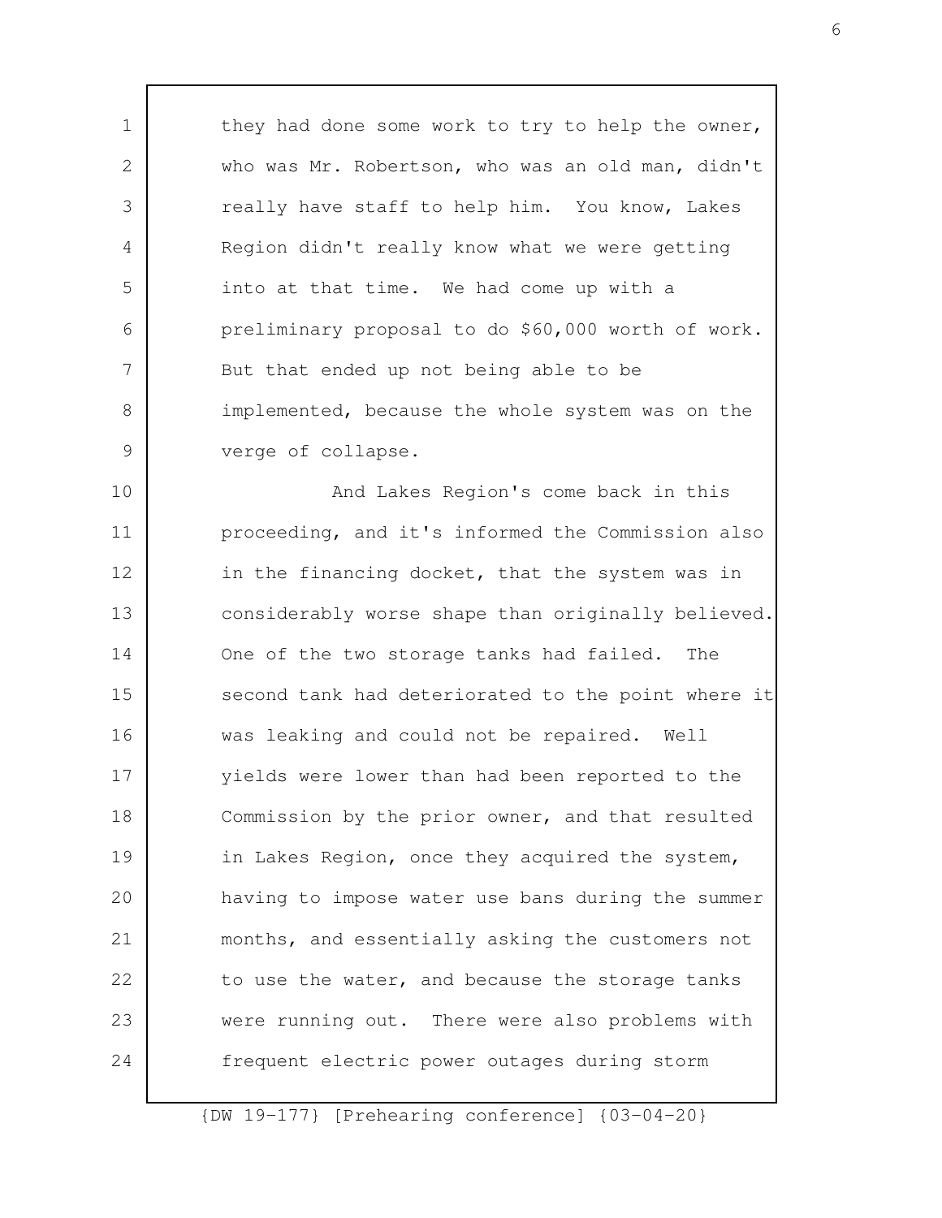they had done some work to try to help the owner, who was Mr. Robertson, who was an old man, didn't really have staff to help him. You know, Lakes Region didn't really know what we were getting into at that time. We had come up with a preliminary proposal to do $60,000 worth of work. But that ended up not being able to be implemented, because the whole system was on the verge of collapse.

And Lakes Region's come back in this proceeding, and it's informed the Commission also in the financing docket, that the system was in considerably worse shape than originally believed. One of the two storage tanks had failed. The second tank had deteriorated to the point where it was leaking and could not be repaired. Well yields were lower than had been reported to the Commission by the prior owner, and that resulted in Lakes Region, once they acquired the system, having to impose water use bans during the summer months, and essentially asking the customers not to use the water, and because the storage tanks were running out. There were also problems with frequent electric power outages during storm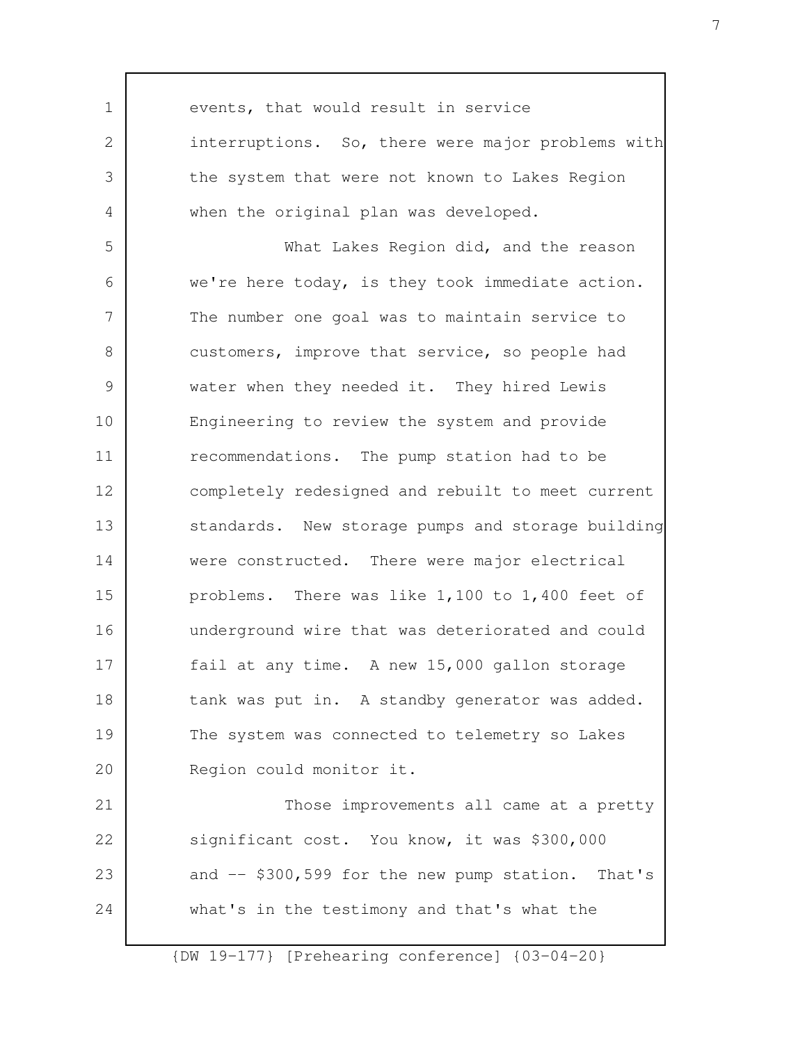events, that would result in service interruptions. So, there were major problems with the system that were not known to Lakes Region when the original plan was developed.

What Lakes Region did, and the reason we're here today, is they took immediate action. The number one goal was to maintain service to customers, improve that service, so people had water when they needed it. They hired Lewis Engineering to review the system and provide recommendations. The pump station had to be completely redesigned and rebuilt to meet current standards. New storage pumps and storage building were constructed. There were major electrical problems. There was like 1,100 to 1,400 feet of underground wire that was deteriorated and could fail at any time. A new 15,000 gallon storage tank was put in. A standby generator was added. The system was connected to telemetry so Lakes Region could monitor it.

Those improvements all came at a pretty significant cost. You know, it was $300,000 and -- $300,599 for the new pump station. That's what's in the testimony and that's what the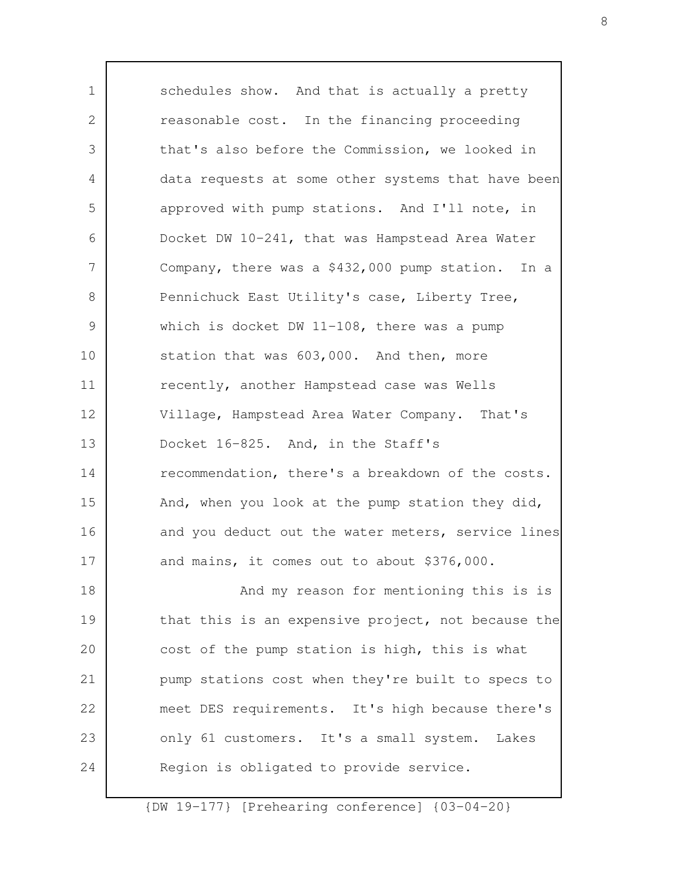schedules show. And that is actually a pretty reasonable cost. In the financing proceeding that's also before the Commission, we looked in data requests at some other systems that have been approved with pump stations. And I'll note, in Docket DW 10-241, that was Hampstead Area Water Company, there was a $432,000 pump station. In a Pennichuck East Utility's case, Liberty Tree, which is docket DW 11-108, there was a pump station that was 603,000. And then, more recently, another Hampstead case was Wells Village, Hampstead Area Water Company. That's Docket 16-825. And, in the Staff's recommendation, there's a breakdown of the costs. And, when you look at the pump station they did, and you deduct out the water meters, service lines and mains, it comes out to about $376,000.

And my reason for mentioning this is is that this is an expensive project, not because the cost of the pump station is high, this is what pump stations cost when they're built to specs to meet DES requirements. It's high because there's only 61 customers. It's a small system. Lakes Region is obligated to provide service.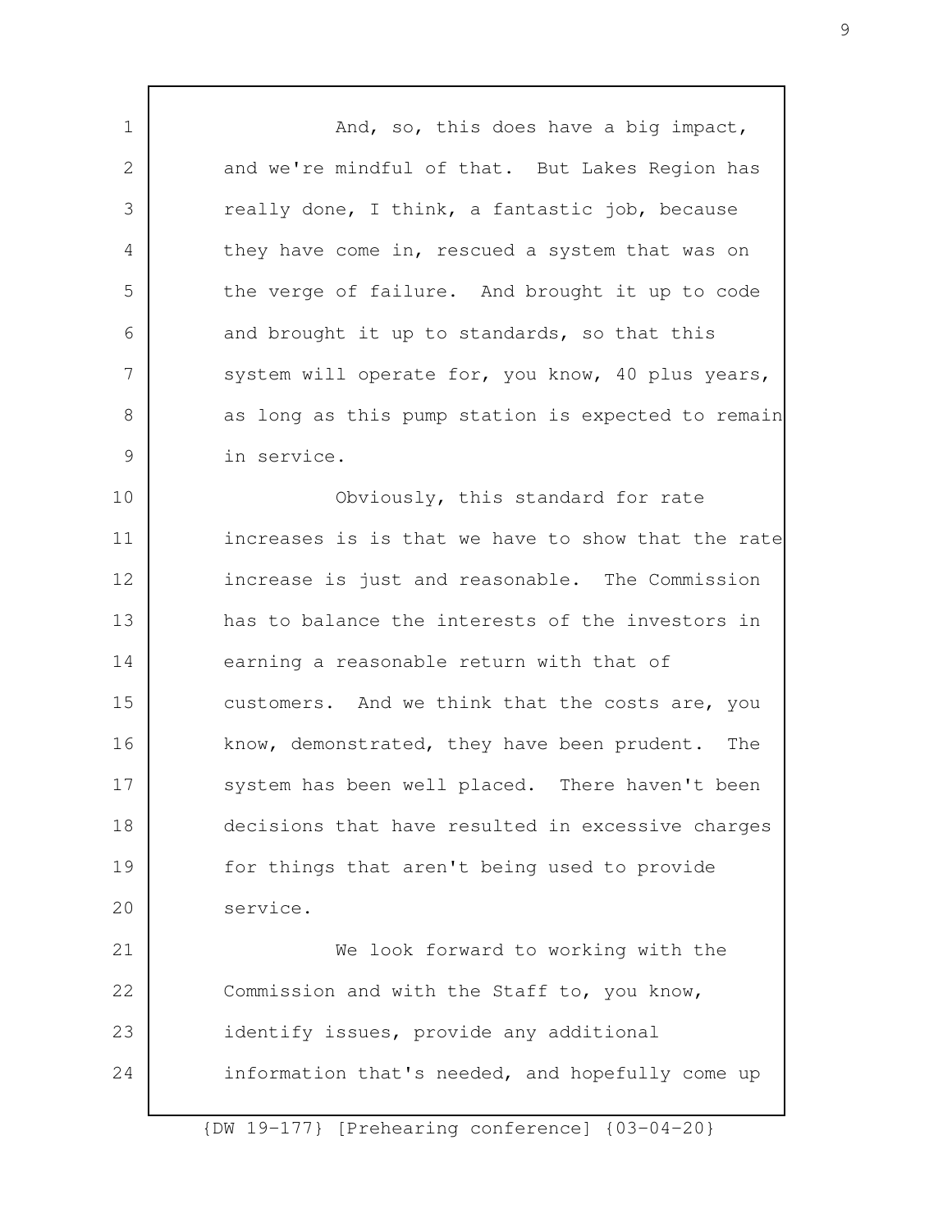And, so, this does have a big impact, and we're mindful of that. But Lakes Region has really done, I think, a fantastic job, because they have come in, rescued a system that was on the verge of failure. And brought it up to code and brought it up to standards, so that this system will operate for, you know, 40 plus years, as long as this pump station is expected to remain in service.

Obviously, this standard for rate increases is is that we have to show that the rate increase is just and reasonable. The Commission has to balance the interests of the investors in earning a reasonable return with that of customers. And we think that the costs are, you know, demonstrated, they have been prudent. The system has been well placed. There haven't been decisions that have resulted in excessive charges for things that aren't being used to provide service.

We look forward to working with the Commission and with the Staff to, you know, identify issues, provide any additional information that's needed, and hopefully come up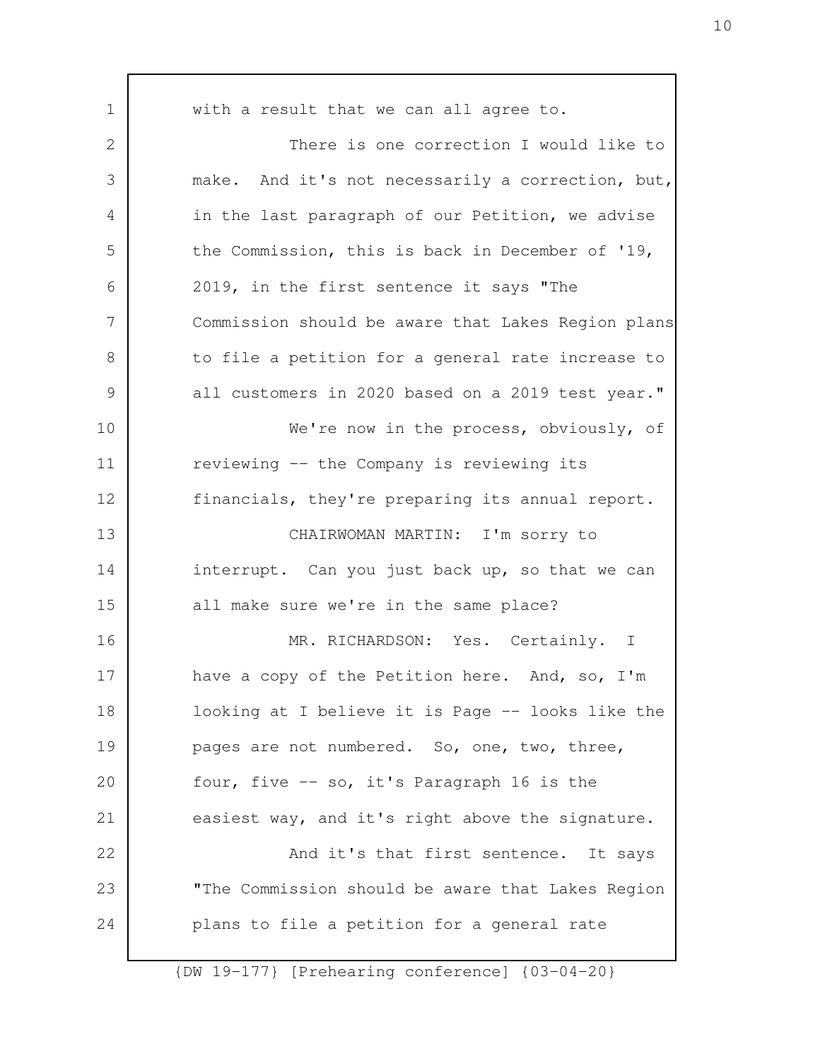with a result that we can all agree to.

There is one correction I would like to make. And it's not necessarily a correction, but, in the last paragraph of our Petition, we advise the Commission, this is back in December of '19, 2019, in the first sentence it says "The Commission should be aware that Lakes Region plans to file a petition for a general rate increase to all customers in 2020 based on a 2019 test year."

We're now in the process, obviously, of reviewing -- the Company is reviewing its financials, they're preparing its annual report.

CHAIRWOMAN MARTIN: I'm sorry to interrupt. Can you just back up, so that we can all make sure we're in the same place?

MR. RICHARDSON: Yes. Certainly. I have a copy of the Petition here. And, so, I'm looking at I believe it is Page -- looks like the pages are not numbered. So, one, two, three, four, five -- so, it's Paragraph 16 is the easiest way, and it's right above the signature.

And it's that first sentence. It says "The Commission should be aware that Lakes Region plans to file a petition for a general rate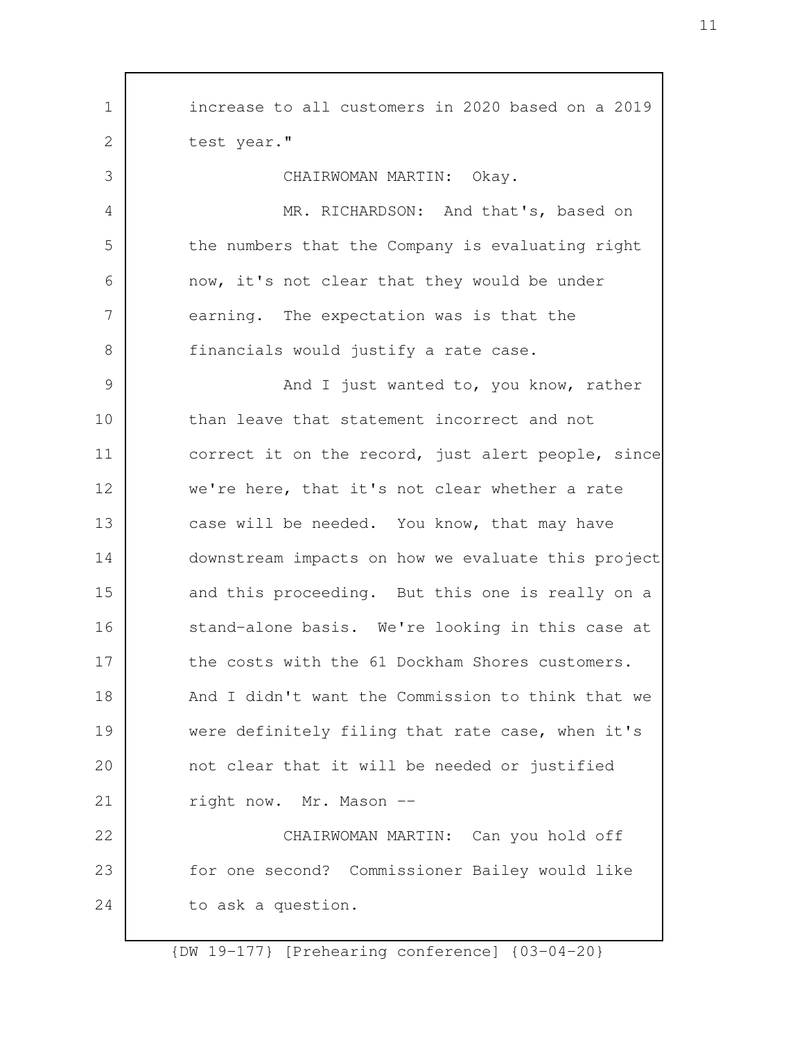increase to all customers in 2020 based on a 2019 test year."

CHAIRWOMAN MARTIN: Okay.

MR. RICHARDSON: And that's, based on the numbers that the Company is evaluating right now, it's not clear that they would be under earning. The expectation was is that the financials would justify a rate case.

And I just wanted to, you know, rather than leave that statement incorrect and not correct it on the record, just alert people, since we're here, that it's not clear whether a rate case will be needed. You know, that may have downstream impacts on how we evaluate this project and this proceeding. But this one is really on a stand-alone basis. We're looking in this case at the costs with the 61 Dockham Shores customers. And I didn't want the Commission to think that we were definitely filing that rate case, when it's not clear that it will be needed or justified right now. Mr. Mason --

CHAIRWOMAN MARTIN: Can you hold off for one second? Commissioner Bailey would like to ask a question.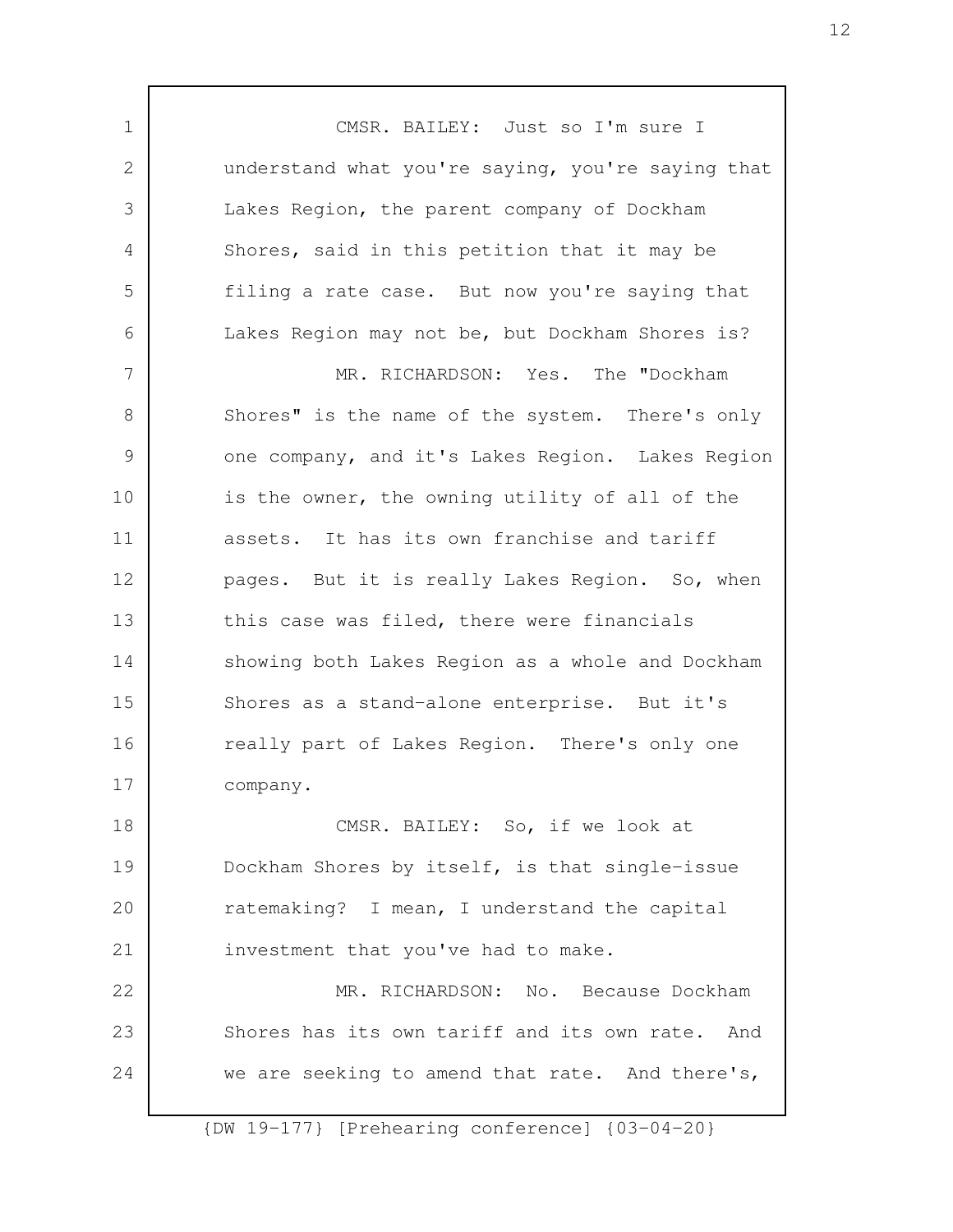CMSR. BAILEY: Just so I'm sure I understand what you're saying, you're saying that Lakes Region, the parent company of Dockham Shores, said in this petition that it may be filing a rate case. But now you're saying that Lakes Region may not be, but Dockham Shores is?

MR. RICHARDSON: Yes. The "Dockham Shores" is the name of the system. There's only one company, and it's Lakes Region. Lakes Region is the owner, the owning utility of all of the assets. It has its own franchise and tariff pages. But it is really Lakes Region. So, when this case was filed, there were financials showing both Lakes Region as a whole and Dockham Shores as a stand-alone enterprise. But it's really part of Lakes Region. There's only one company.

CMSR. BAILEY: So, if we look at Dockham Shores by itself, is that single-issue ratemaking? I mean, I understand the capital investment that you've had to make.

MR. RICHARDSON: No. Because Dockham Shores has its own tariff and its own rate. And we are seeking to amend that rate. And there's,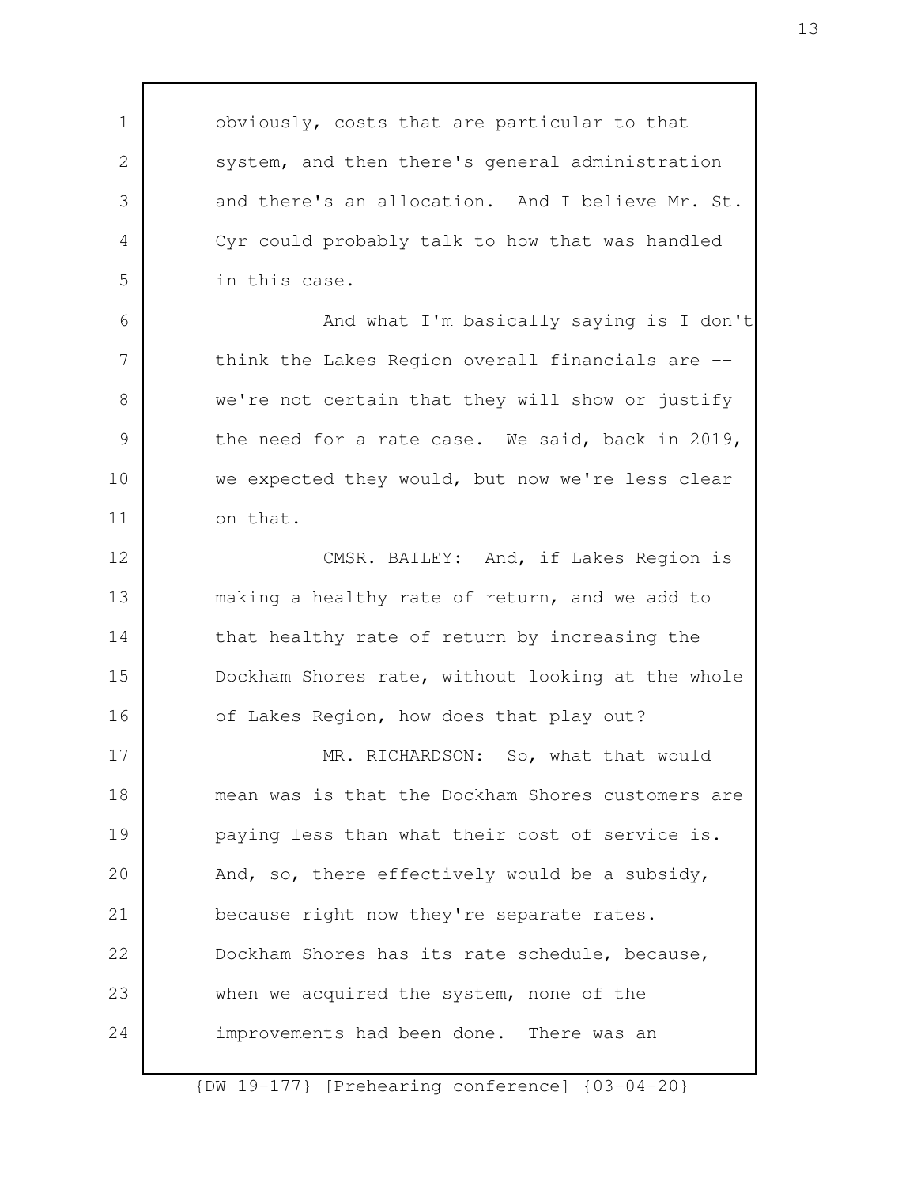obviously, costs that are particular to that system, and then there's general administration and there's an allocation. And I believe Mr. St. Cyr could probably talk to how that was handled in this case.

And what I'm basically saying is I don't think the Lakes Region overall financials are -- we're not certain that they will show or justify the need for a rate case. We said, back in 2019, we expected they would, but now we're less clear on that.

CMSR. BAILEY: And, if Lakes Region is making a healthy rate of return, and we add to that healthy rate of return by increasing the Dockham Shores rate, without looking at the whole of Lakes Region, how does that play out?

MR. RICHARDSON: So, what that would mean was is that the Dockham Shores customers are paying less than what their cost of service is. And, so, there effectively would be a subsidy, because right now they're separate rates. Dockham Shores has its rate schedule, because, when we acquired the system, none of the improvements had been done. There was an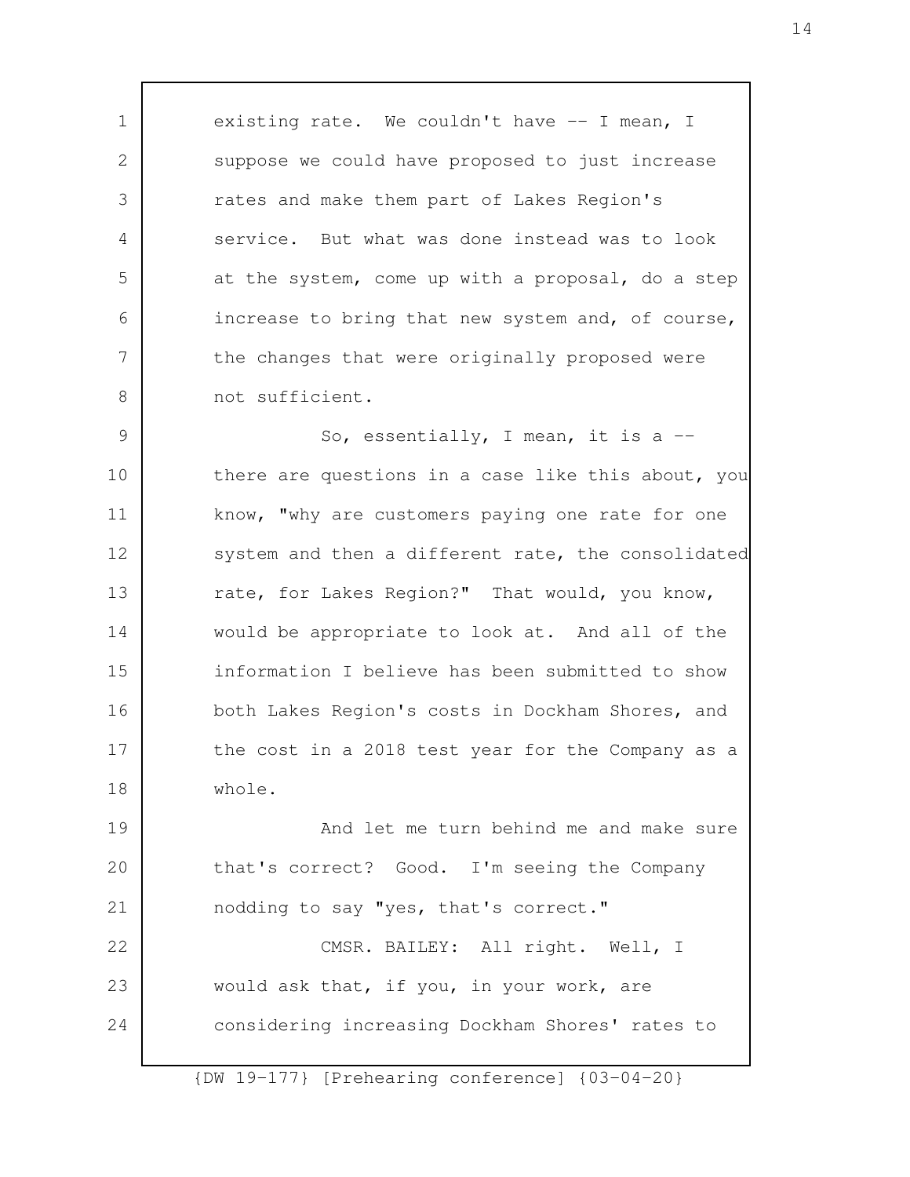existing rate. We couldn't have -- I mean, I suppose we could have proposed to just increase rates and make them part of Lakes Region's service. But what was done instead was to look at the system, come up with a proposal, do a step increase to bring that new system and, of course, the changes that were originally proposed were not sufficient.

So, essentially, I mean, it is a -- there are questions in a case like this about, you know, "why are customers paying one rate for one system and then a different rate, the consolidated rate, for Lakes Region?" That would, you know, would be appropriate to look at. And all of the information I believe has been submitted to show both Lakes Region's costs in Dockham Shores, and the cost in a 2018 test year for the Company as a whole.

And let me turn behind me and make sure that's correct? Good. I'm seeing the Company nodding to say "yes, that's correct."

CMSR. BAILEY: All right. Well, I would ask that, if you, in your work, are considering increasing Dockham Shores' rates to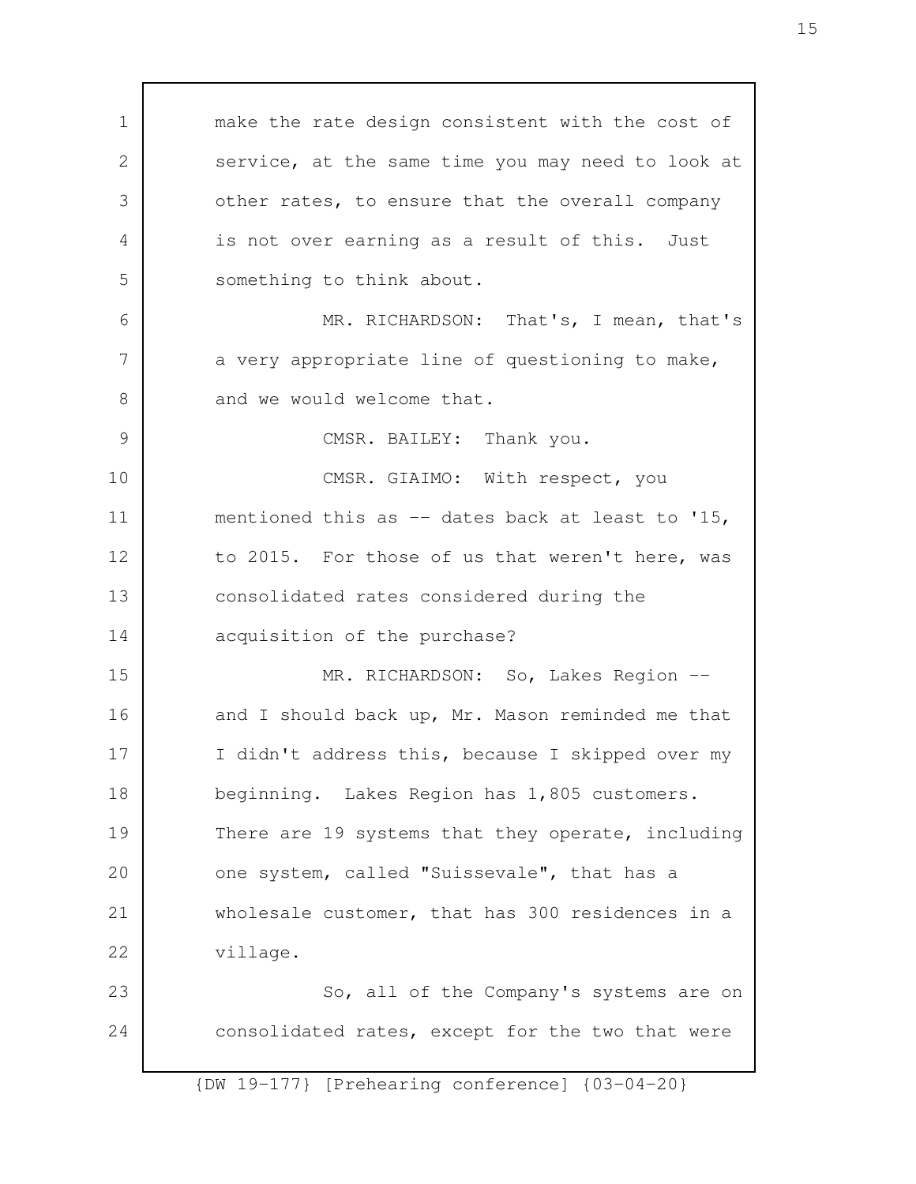make the rate design consistent with the cost of service, at the same time you may need to look at other rates, to ensure that the overall company is not over earning as a result of this. Just something to think about.

MR. RICHARDSON: That's, I mean, that's a very appropriate line of questioning to make, and we would welcome that.

CMSR. BAILEY: Thank you.

CMSR. GIAIMO: With respect, you mentioned this as -- dates back at least to '15, to 2015. For those of us that weren't here, was consolidated rates considered during the acquisition of the purchase?

MR. RICHARDSON: So, Lakes Region -- and I should back up, Mr. Mason reminded me that I didn't address this, because I skipped over my beginning. Lakes Region has 1,805 customers. There are 19 systems that they operate, including one system, called "Suissevale", that has a wholesale customer, that has 300 residences in a village.

So, all of the Company's systems are on consolidated rates, except for the two that were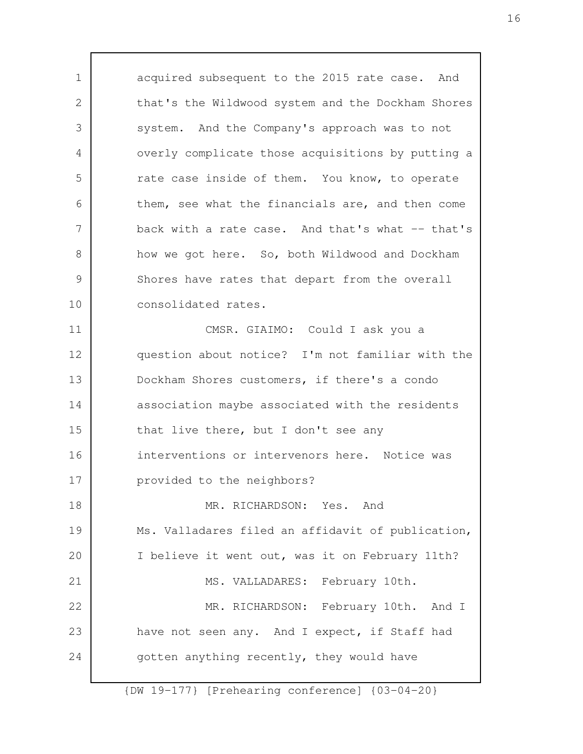acquired subsequent to the 2015 rate case. And that's the Wildwood system and the Dockham Shores system. And the Company's approach was to not overly complicate those acquisitions by putting a rate case inside of them. You know, to operate them, see what the financials are, and then come back with a rate case. And that's what -- that's how we got here. So, both Wildwood and Dockham Shores have rates that depart from the overall consolidated rates.

CMSR. GIAIMO: Could I ask you a question about notice? I'm not familiar with the Dockham Shores customers, if there's a condo association maybe associated with the residents that live there, but I don't see any interventions or intervenors here. Notice was provided to the neighbors?

MR. RICHARDSON: Yes. And Ms. Valladares filed an affidavit of publication, I believe it went out, was it on February 11th?

MS. VALLADARES: February 10th.

MR. RICHARDSON: February 10th. And I have not seen any. And I expect, if Staff had gotten anything recently, they would have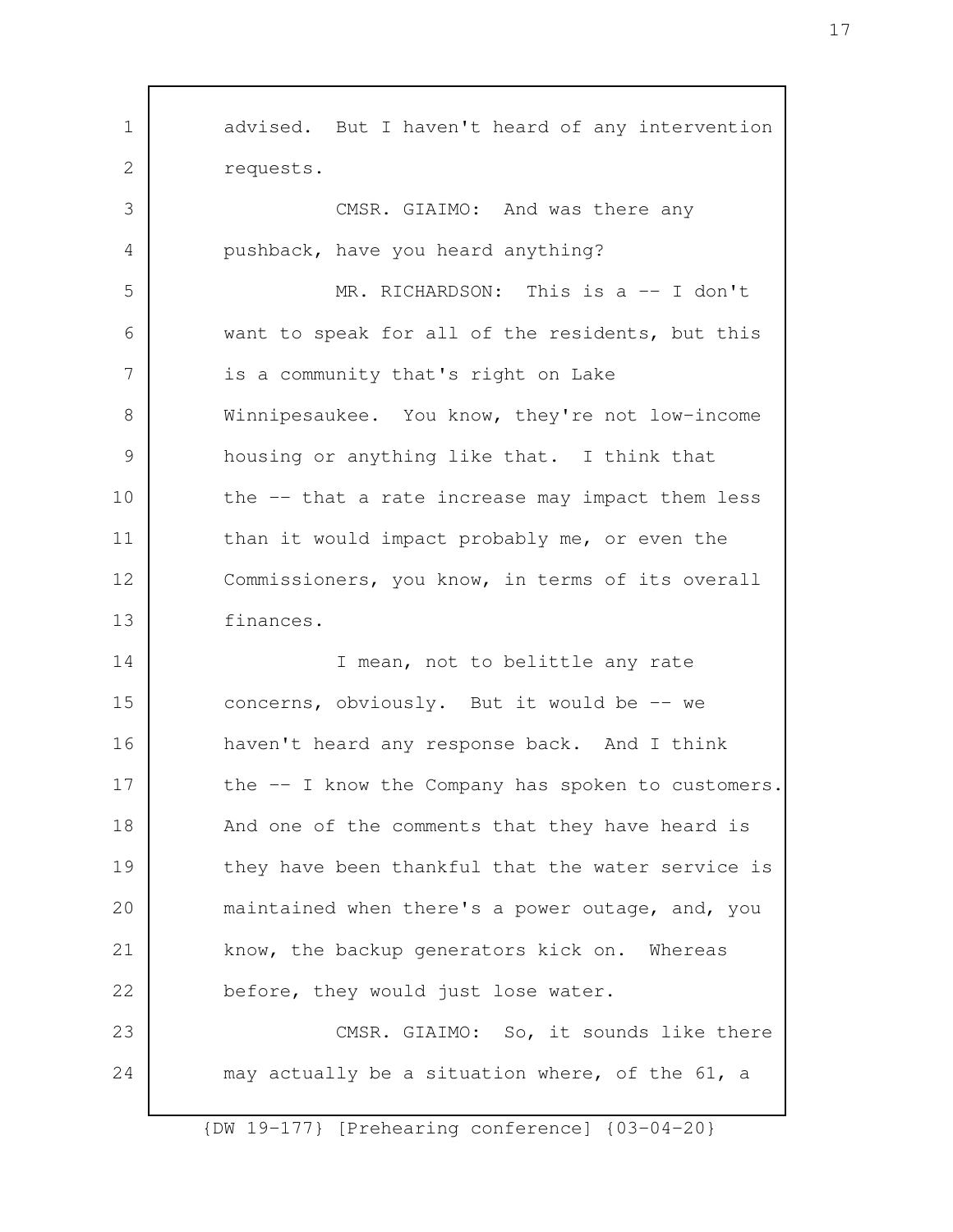advised. But I haven't heard of any intervention requests.

CMSR. GIAIMO: And was there any pushback, have you heard anything?

MR. RICHARDSON: This is a -- I don't want to speak for all of the residents, but this is a community that's right on Lake Winnipesaukee. You know, they're not low-income housing or anything like that. I think that the -- that a rate increase may impact them less than it would impact probably me, or even the Commissioners, you know, in terms of its overall finances.

I mean, not to belittle any rate concerns, obviously. But it would be -- we haven't heard any response back. And I think the -- I know the Company has spoken to customers. And one of the comments that they have heard is they have been thankful that the water service is maintained when there's a power outage, and, you know, the backup generators kick on. Whereas before, they would just lose water.

CMSR. GIAIMO: So, it sounds like there may actually be a situation where, of the 61, a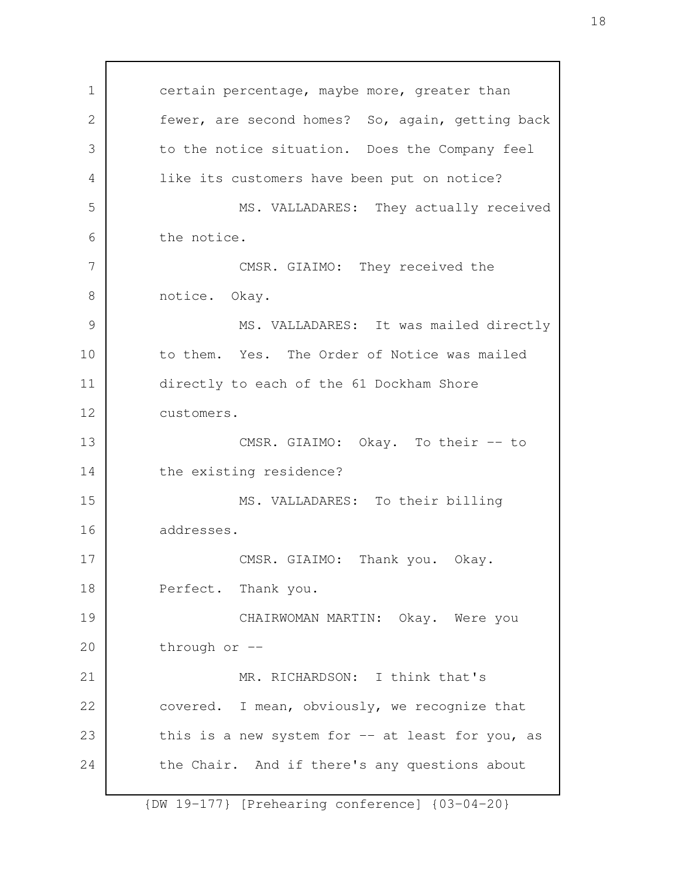certain percentage, maybe more, greater than fewer, are second homes? So, again, getting back to the notice situation. Does the Company feel like its customers have been put on notice?

MS. VALLADARES: They actually received the notice.

CMSR. GIAIMO: They received the notice. Okay.

MS. VALLADARES: It was mailed directly to them. Yes. The Order of Notice was mailed directly to each of the 61 Dockham Shore customers.

CMSR. GIAIMO: Okay. To their -- to the existing residence?

MS. VALLADARES: To their billing addresses.

CMSR. GIAIMO: Thank you. Okay. Perfect. Thank you.

CHAIRWOMAN MARTIN: Okay. Were you through or --

MR. RICHARDSON: I think that's covered. I mean, obviously, we recognize that this is a new system for -- at least for you, as the Chair. And if there's any questions about

{DW 19-177} [Prehearing conference] {03-04-20}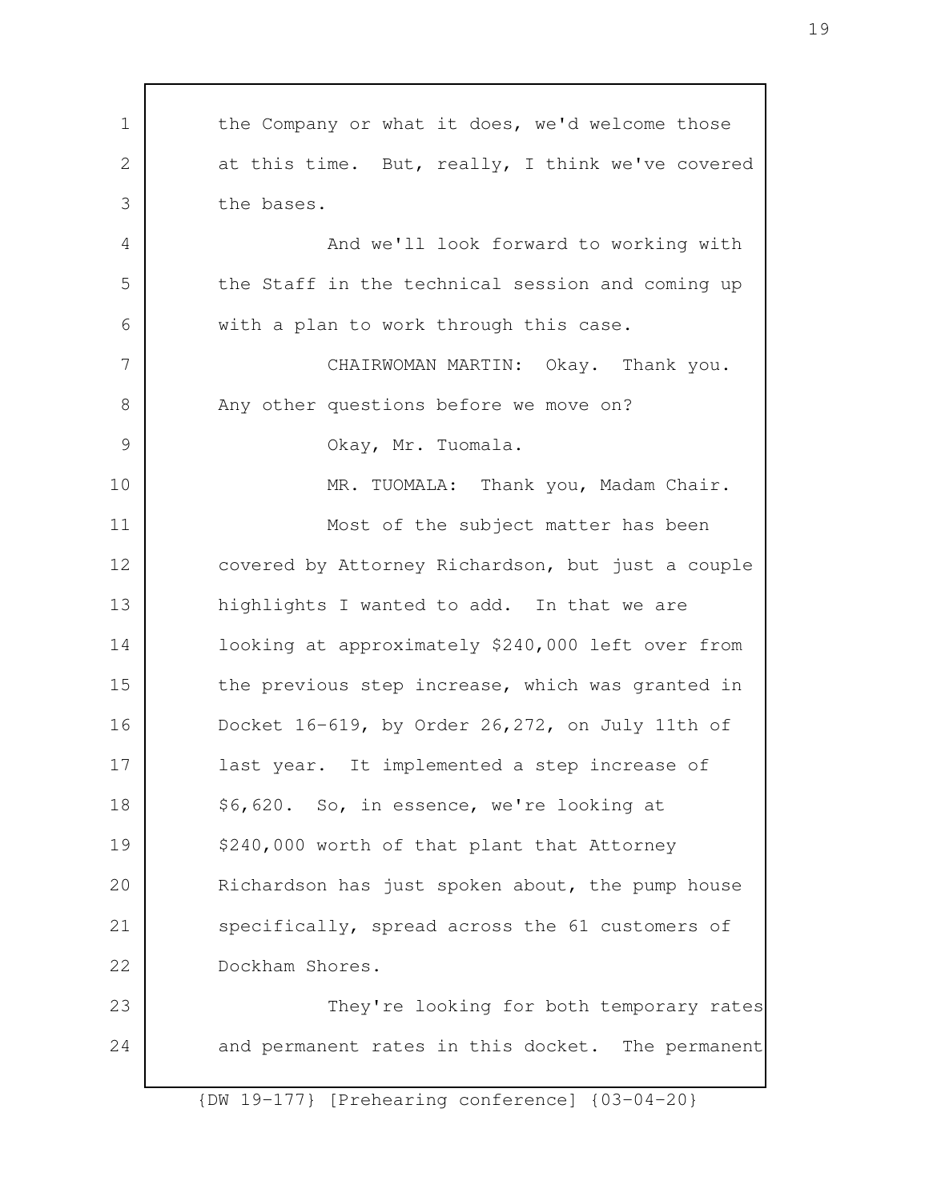the Company or what it does, we'd welcome those at this time. But, really, I think we've covered the bases.

And we'll look forward to working with the Staff in the technical session and coming up with a plan to work through this case.

CHAIRWOMAN MARTIN: Okay. Thank you. Any other questions before we move on?

Okay, Mr. Tuomala.

MR. TUOMALA: Thank you, Madam Chair.

Most of the subject matter has been covered by Attorney Richardson, but just a couple highlights I wanted to add. In that we are looking at approximately $240,000 left over from the previous step increase, which was granted in Docket 16-619, by Order 26,272, on July 11th of last year. It implemented a step increase of $6,620. So, in essence, we're looking at $240,000 worth of that plant that Attorney Richardson has just spoken about, the pump house specifically, spread across the 61 customers of Dockham Shores.

They're looking for both temporary rates and permanent rates in this docket. The permanent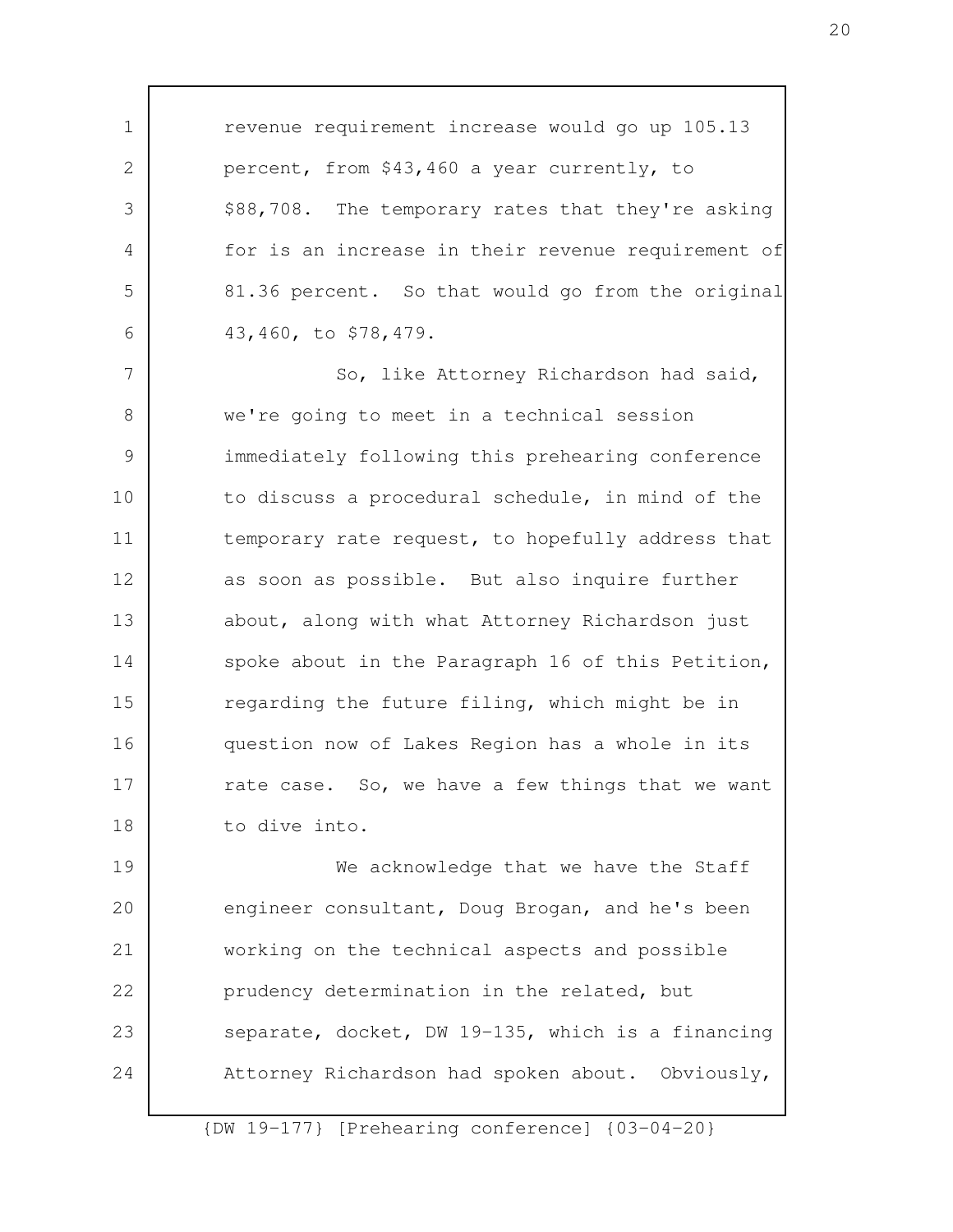revenue requirement increase would go up 105.13 percent, from $43,460 a year currently, to $88,708. The temporary rates that they're asking for is an increase in their revenue requirement of 81.36 percent. So that would go from the original 43,460, to $78,479.

So, like Attorney Richardson had said, we're going to meet in a technical session immediately following this prehearing conference to discuss a procedural schedule, in mind of the temporary rate request, to hopefully address that as soon as possible. But also inquire further about, along with what Attorney Richardson just spoke about in the Paragraph 16 of this Petition, regarding the future filing, which might be in question now of Lakes Region has a whole in its rate case. So, we have a few things that we want to dive into.

We acknowledge that we have the Staff engineer consultant, Doug Brogan, and he's been working on the technical aspects and possible prudency determination in the related, but separate, docket, DW 19-135, which is a financing Attorney Richardson had spoken about. Obviously,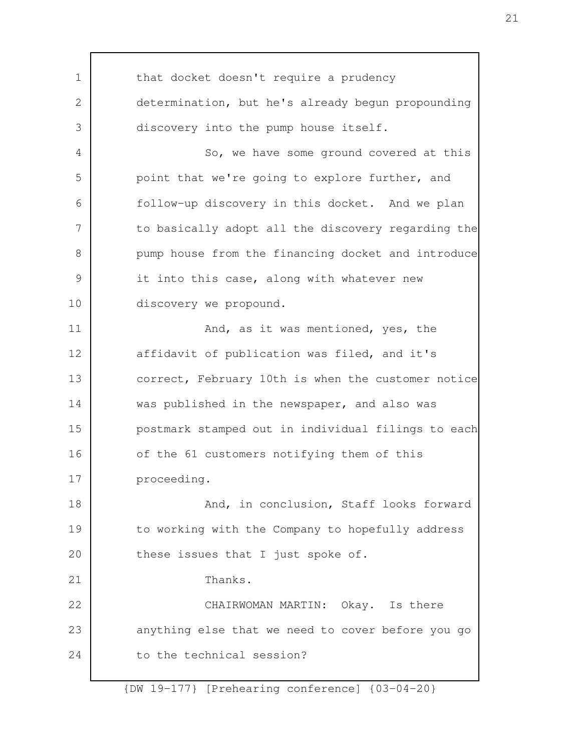that docket doesn't require a prudency determination, but he's already begun propounding discovery into the pump house itself.

So, we have some ground covered at this point that we're going to explore further, and follow-up discovery in this docket. And we plan to basically adopt all the discovery regarding the pump house from the financing docket and introduce it into this case, along with whatever new discovery we propound.

And, as it was mentioned, yes, the affidavit of publication was filed, and it's correct, February 10th is when the customer notice was published in the newspaper, and also was postmark stamped out in individual filings to each of the 61 customers notifying them of this proceeding.

And, in conclusion, Staff looks forward to working with the Company to hopefully address these issues that I just spoke of.

Thanks.

CHAIRWOMAN MARTIN: Okay. Is there anything else that we need to cover before you go to the technical session?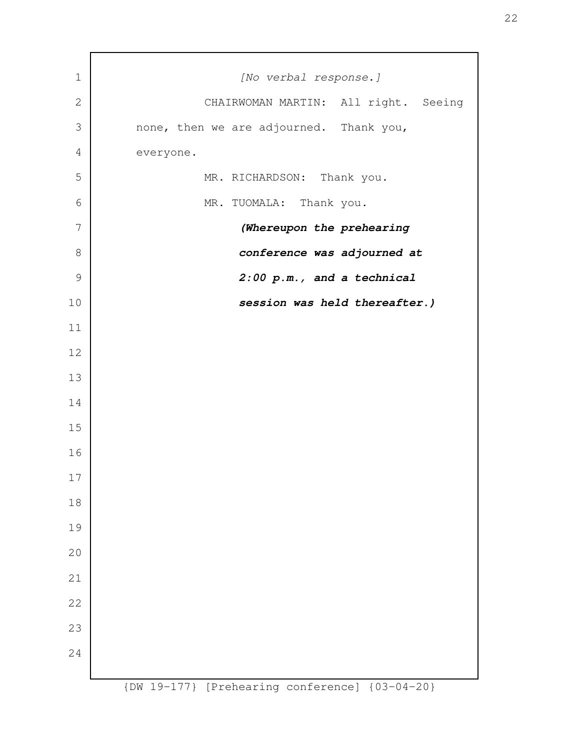*[No verbal response.]*

CHAIRWOMAN MARTIN: All right. Seeing none, then we are adjourned. Thank you, everyone.

MR. RICHARDSON: Thank you.

MR. TUOMALA: Thank you.

***(Whereupon the prehearing conference was adjourned at 2:00 p.m., and a technical session was held thereafter.)***